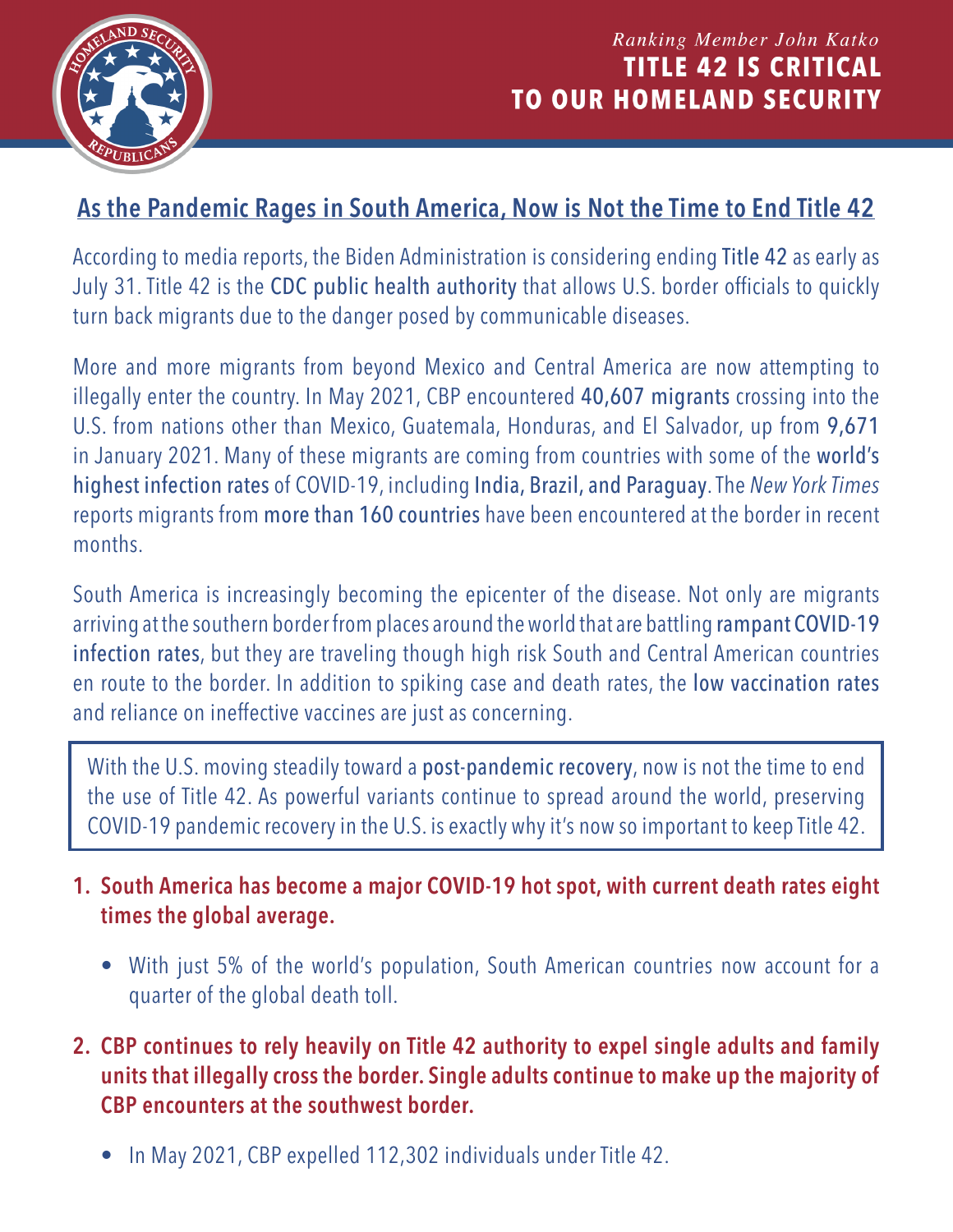*Ranking Member John Katko*

# TITLE 42 IS CRITICAL TO OUR HOMELAND SECURITY

## As the Pandemic Rages in South America, Now is Not the Time to End Title 42

According to media reports, the Biden Administration is considering ending Title 42 as early as July 31. Title 42 is the CDC public health authority that allows U.S. border officials to quickly turn back migrants due to the danger posed by communicable diseases.

More and more migrants from beyond Mexico and Central America are now attempting to illegally enter the country. In May 2021, CBP encountered 40,607 migrants crossing into the U.S. from nations other than Mexico, Guatemala, Honduras, and El Salvador, up from 9,671 in January 2021. Many of these migrants are coming from countries with some of the world's highest infection rates of COVID-19, including India, Brazil, and Paraguay. The *New York Times* reports migrants from more than 160 countries have been encountered at the border in recent months.

South America is increasingly becoming the epicenter of the disease. Not only are migrants arriving at the southern border from places around the world that are battling rampant COVID-19 infection rates, but they are traveling though high risk South and Central American countries en route to the border. In addition to spiking case and death rates, the low vaccination rates and reliance on ineffective vaccines are just as concerning.

> With the U.S. moving steadily toward a post-pandemic recovery, now is not the time to end the use of Title 42. As powerful variants continue to spread around the world, preserving COVID-19 pandemic recovery in the U.S. is exactly why it's now so important to keep Title 42.

1. **South America has become a major COVID-19 hot spot, with current death rates eight times the global average.**
   - With just 5% of the world's population, South American countries now account for a quarter of the global death toll.
2. **CBP continues to rely heavily on Title 42 authority to expel single adults and family units that illegally cross the border. Single adults continue to make up the majority of CBP encounters at the southwest border.**
   - In May 2021, CBP expelled 112,302 individuals under Title 42.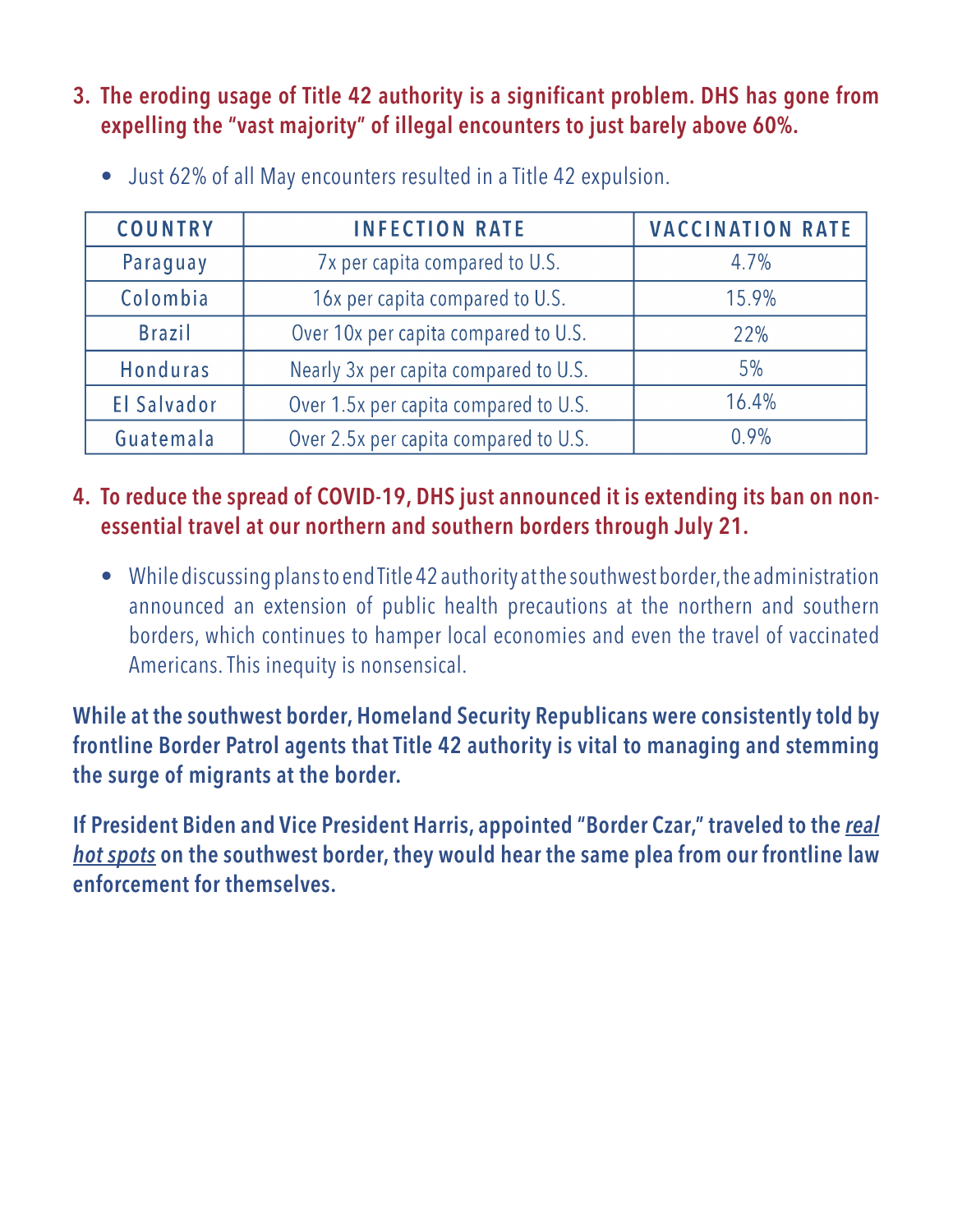3. **The eroding usage of Title 42 authority is a significant problem. DHS has gone from expelling the "vast majority" of illegal encounters to just barely above 60%.**

   - Just 62% of all May encounters resulted in a Title 42 expulsion.

| COUNTRY | INFECTION RATE | VACCINATION RATE |
| --- | --- | --- |
| Paraguay | 7x per capita compared to U.S. | 4.7% |
| Colombia | 16x per capita compared to U.S. | 15.9% |
| Brazil | Over 10x per capita compared to U.S. | 22% |
| Honduras | Nearly 3x per capita compared to U.S. | 5% |
| El Salvador | Over 1.5x per capita compared to U.S. | 16.4% |
| Guatemala | Over 2.5x per capita compared to U.S. | 0.9% |

4. **To reduce the spread of COVID-19, DHS just announced it is extending its ban on non-essential travel at our northern and southern borders through July 21.**

   - While discussing plans to end Title 42 authority at the southwest border, the administration announced an extension of public health precautions at the northern and southern borders, which continues to hamper local economies and even the travel of vaccinated Americans. This inequity is nonsensical.

**While at the southwest border, Homeland Security Republicans were consistently told by frontline Border Patrol agents that Title 42 authority is vital to managing and stemming the surge of migrants at the border.**

**If President Biden and Vice President Harris, appointed "Border Czar," traveled to the *real hot spots* on the southwest border, they would hear the same plea from our frontline law enforcement for themselves.**